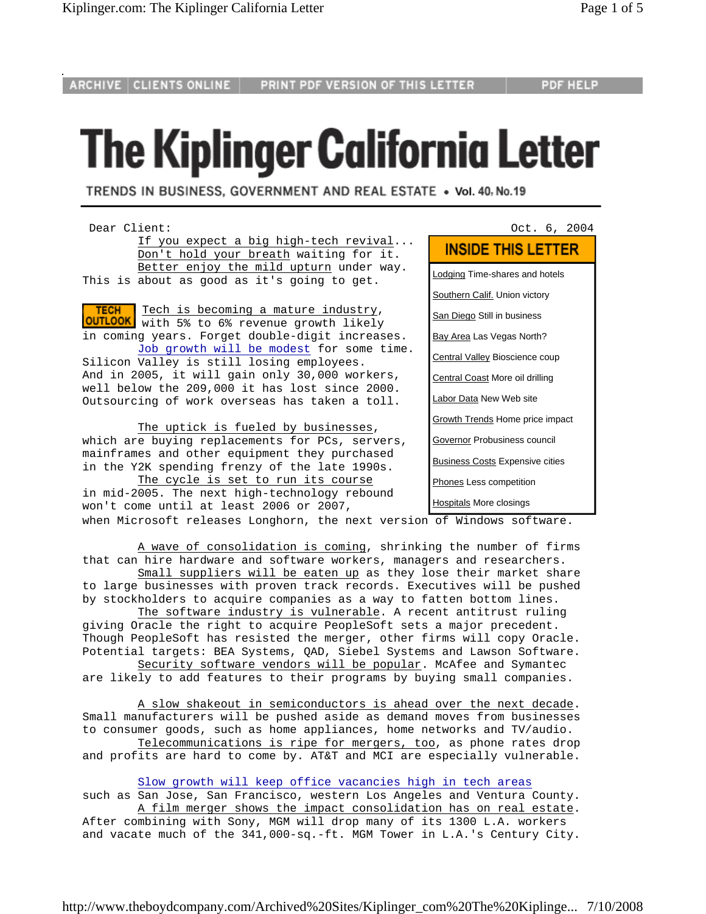ARCHIVE | CLIENTS ONLINE | PRINT PDF VERSION OF THIS LETTER | PDF HELP

# The Kiplinger California Letter

TRENDS IN BUSINESS, GOVERNMENT AND REAL ESTATE • Vol. 40, No.19

Dear Client:

Oct. 6, 2004

**INSIDE THIS LETTER**

- Lodging Time-shares and hotels
- Southern Calif. Union victory
- San Diego Still in business
- Bay Area Las Vegas North?
- Central Valley Bioscience coup
- Central Coast More oil drilling
- Labor Data New Web site
- Growth Trends Home price impact
- Governor Probusiness council
- Business Costs Expensive cities
- Phones Less competition
- Hospitals More closings

If you expect a big high-tech revival... Don't hold your breath waiting for it. Better enjoy the mild upturn under way. This is about as good as it's going to get.

**TECH OUTLOOK**

Tech is becoming a mature industry, with 5% to 6% revenue growth likely in coming years. Forget double-digit increases.

Job growth will be modest for some time. Silicon Valley is still losing employees. And in 2005, it will gain only 30,000 workers, well below the 209,000 it has lost since 2000. Outsourcing of work overseas has taken a toll.

The uptick is fueled by businesses, which are buying replacements for PCs, servers, mainframes and other equipment they purchased in the Y2K spending frenzy of the late 1990s.

The cycle is set to run its course in mid-2005. The next high-technology rebound won't come until at least 2006 or 2007, when Microsoft releases Longhorn, the next version of Windows software.

A wave of consolidation is coming, shrinking the number of firms that can hire hardware and software workers, managers and researchers.

Small suppliers will be eaten up as they lose their market share to large businesses with proven track records. Executives will be pushed by stockholders to acquire companies as a way to fatten bottom lines.

The software industry is vulnerable. A recent antitrust ruling giving Oracle the right to acquire PeopleSoft sets a major precedent. Though PeopleSoft has resisted the merger, other firms will copy Oracle. Potential targets: BEA Systems, QAD, Siebel Systems and Lawson Software.

Security software vendors will be popular. McAfee and Symantec are likely to add features to their programs by buying small companies.

A slow shakeout in semiconductors is ahead over the next decade. Small manufacturers will be pushed aside as demand moves from businesses to consumer goods, such as home appliances, home networks and TV/audio.

Telecommunications is ripe for mergers, too, as phone rates drop and profits are hard to come by. AT&T and MCI are especially vulnerable.

Slow growth will keep office vacancies high in tech areas such as San Jose, San Francisco, western Los Angeles and Ventura County.

A film merger shows the impact consolidation has on real estate. After combining with Sony, MGM will drop many of its 1300 L.A. workers and vacate much of the 341,000-sq.-ft. MGM Tower in L.A.'s Century City.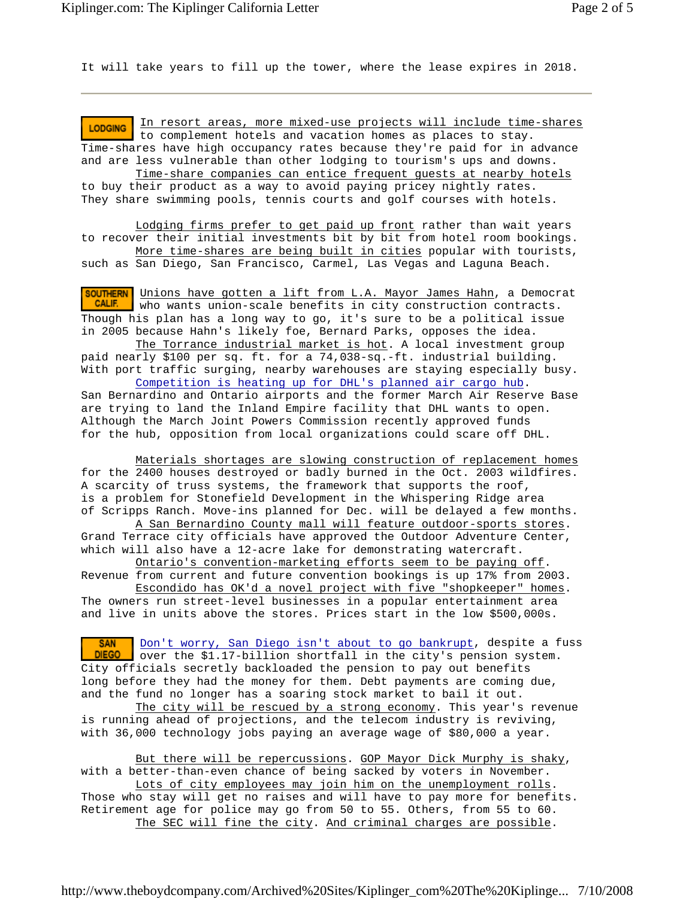It will take years to fill up the tower, where the lease expires in 2018.

---

**LODGING** In resort areas, more mixed-use projects will include time-shares to complement hotels and vacation homes as places to stay. Time-shares have high occupancy rates because they're paid for in advance and are less vulnerable than other lodging to tourism's ups and downs.

Time-share companies can entice frequent guests at nearby hotels to buy their product as a way to avoid paying pricey nightly rates. They share swimming pools, tennis courts and golf courses with hotels.

Lodging firms prefer to get paid up front rather than wait years to recover their initial investments bit by bit from hotel room bookings.

More time-shares are being built in cities popular with tourists, such as San Diego, San Francisco, Carmel, Las Vegas and Laguna Beach.

**SOUTHERN CALIF.** Unions have gotten a lift from L.A. Mayor James Hahn, a Democrat who wants union-scale benefits in city construction contracts. Though his plan has a long way to go, it's sure to be a political issue in 2005 because Hahn's likely foe, Bernard Parks, opposes the idea.

The Torrance industrial market is hot. A local investment group paid nearly $100 per sq. ft. for a 74,038-sq.-ft. industrial building. With port traffic surging, nearby warehouses are staying especially busy.

Competition is heating up for DHL's planned air cargo hub. San Bernardino and Ontario airports and the former March Air Reserve Base are trying to land the Inland Empire facility that DHL wants to open. Although the March Joint Powers Commission recently approved funds for the hub, opposition from local organizations could scare off DHL.

Materials shortages are slowing construction of replacement homes for the 2400 houses destroyed or badly burned in the Oct. 2003 wildfires. A scarcity of truss systems, the framework that supports the roof, is a problem for Stonefield Development in the Whispering Ridge area of Scripps Ranch. Move-ins planned for Dec. will be delayed a few months.

A San Bernardino County mall will feature outdoor-sports stores. Grand Terrace city officials have approved the Outdoor Adventure Center, which will also have a 12-acre lake for demonstrating watercraft.

Ontario's convention-marketing efforts seem to be paying off. Revenue from current and future convention bookings is up 17% from 2003.

Escondido has OK'd a novel project with five "shopkeeper" homes. The owners run street-level businesses in a popular entertainment area and live in units above the stores. Prices start in the low $500,000s.

**SAN DIEGO** Don't worry, San Diego isn't about to go bankrupt, despite a fuss over the $1.17-billion shortfall in the city's pension system. City officials secretly backloaded the pension to pay out benefits long before they had the money for them. Debt payments are coming due, and the fund no longer has a soaring stock market to bail it out.

The city will be rescued by a strong economy. This year's revenue is running ahead of projections, and the telecom industry is reviving, with 36,000 technology jobs paying an average wage of $80,000 a year.

But there will be repercussions. GOP Mayor Dick Murphy is shaky, with a better-than-even chance of being sacked by voters in November.

Lots of city employees may join him on the unemployment rolls. Those who stay will get no raises and will have to pay more for benefits. Retirement age for police may go from 50 to 55. Others, from 55 to 60.

The SEC will fine the city. And criminal charges are possible.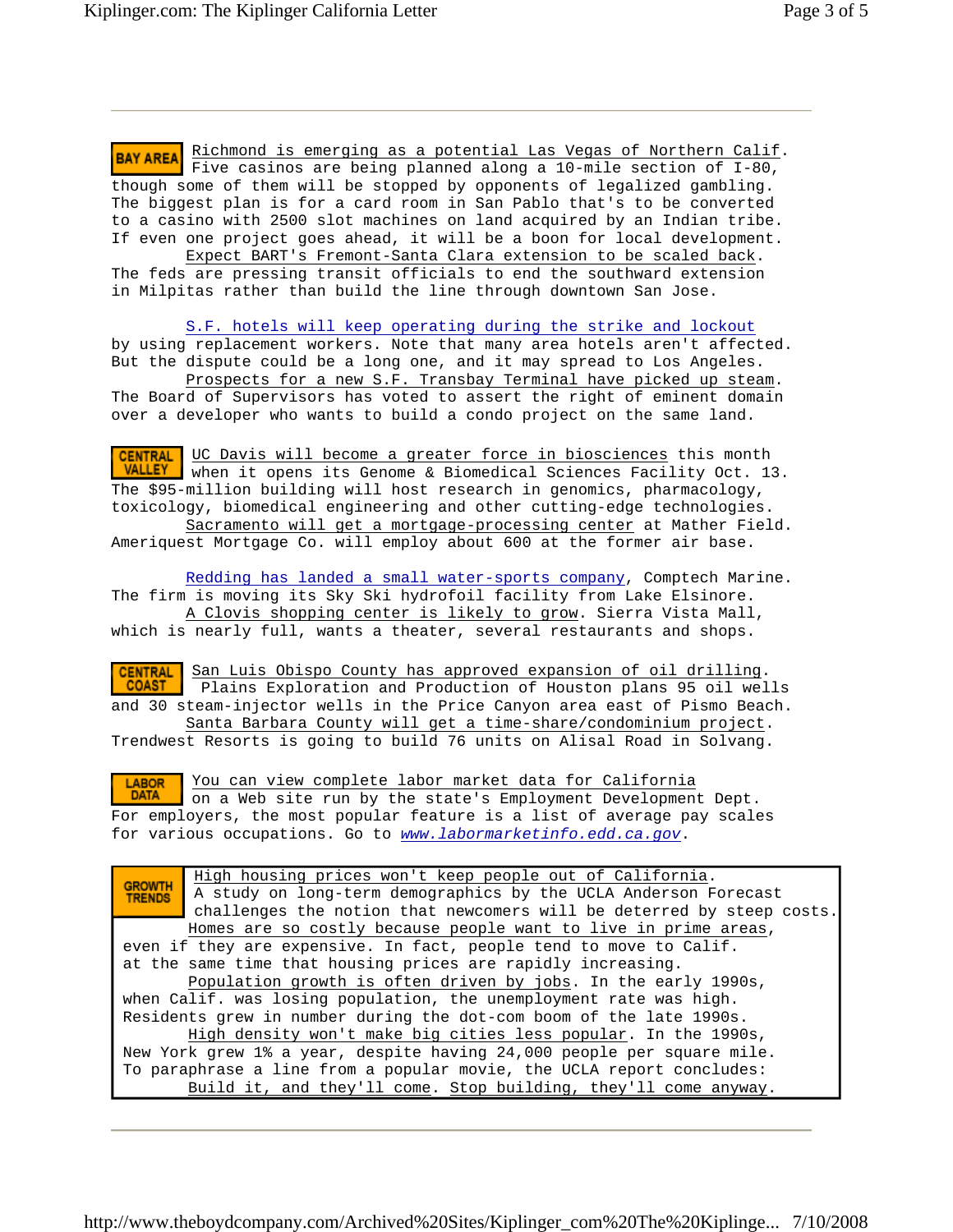**BAY AREA**

Richmond is emerging as a potential Las Vegas of Northern Calif. Five casinos are being planned along a 10-mile section of I-80, though some of them will be stopped by opponents of legalized gambling. The biggest plan is for a card room in San Pablo that's to be converted to a casino with 2500 slot machines on land acquired by an Indian tribe. If even one project goes ahead, it will be a boon for local development.

Expect BART's Fremont-Santa Clara extension to be scaled back. The feds are pressing transit officials to end the southward extension in Milpitas rather than build the line through downtown San Jose.

S.F. hotels will keep operating during the strike and lockout by using replacement workers. Note that many area hotels aren't affected. But the dispute could be a long one, and it may spread to Los Angeles.

Prospects for a new S.F. Transbay Terminal have picked up steam. The Board of Supervisors has voted to assert the right of eminent domain over a developer who wants to build a condo project on the same land.

**CENTRAL VALLEY**

UC Davis will become a greater force in biosciences this month when it opens its Genome & Biomedical Sciences Facility Oct. 13. The $95-million building will host research in genomics, pharmacology, toxicology, biomedical engineering and other cutting-edge technologies.

Sacramento will get a mortgage-processing center at Mather Field. Ameriquest Mortgage Co. will employ about 600 at the former air base.

Redding has landed a small water-sports company, Comptech Marine. The firm is moving its Sky Ski hydrofoil facility from Lake Elsinore.

A Clovis shopping center is likely to grow. Sierra Vista Mall, which is nearly full, wants a theater, several restaurants and shops.

**CENTRAL COAST**

San Luis Obispo County has approved expansion of oil drilling. Plains Exploration and Production of Houston plans 95 oil wells and 30 steam-injector wells in the Price Canyon area east of Pismo Beach.

Santa Barbara County will get a time-share/condominium project. Trendwest Resorts is going to build 76 units on Alisal Road in Solvang.

**LABOR DATA**

You can view complete labor market data for California on a Web site run by the state's Employment Development Dept. For employers, the most popular feature is a list of average pay scales for various occupations. Go to *www.labormarketinfo.edd.ca.gov*.

**GROWTH TRENDS**

High housing prices won't keep people out of California. A study on long-term demographics by the UCLA Anderson Forecast challenges the notion that newcomers will be deterred by steep costs.

Homes are so costly because people want to live in prime areas, even if they are expensive. In fact, people tend to move to Calif. at the same time that housing prices are rapidly increasing.

Population growth is often driven by jobs. In the early 1990s, when Calif. was losing population, the unemployment rate was high. Residents grew in number during the dot-com boom of the late 1990s.

High density won't make big cities less popular. In the 1990s, New York grew 1% a year, despite having 24,000 people per square mile. To paraphrase a line from a popular movie, the UCLA report concludes:

Build it, and they'll come. Stop building, they'll come anyway.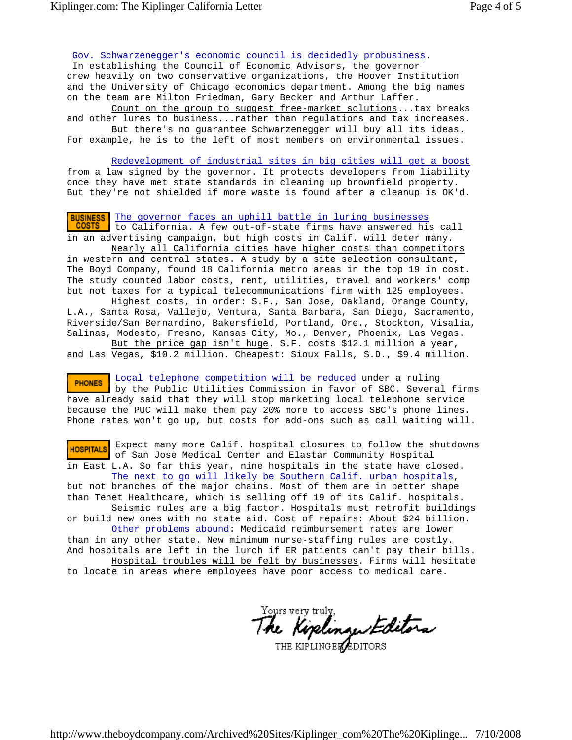Gov. Schwarzenegger's economic council is decidedly probusiness. In establishing the Council of Economic Advisors, the governor drew heavily on two conservative organizations, the Hoover Institution and the University of Chicago economics department. Among the big names on the team are Milton Friedman, Gary Becker and Arthur Laffer.

Count on the group to suggest free-market solutions...tax breaks and other lures to business...rather than regulations and tax increases.

But there's no guarantee Schwarzenegger will buy all its ideas. For example, he is to the left of most members on environmental issues.

Redevelopment of industrial sites in big cities will get a boost from a law signed by the governor. It protects developers from liability once they have met state standards in cleaning up brownfield property. But they're not shielded if more waste is found after a cleanup is OK'd.

**BUSINESS COSTS**

The governor faces an uphill battle in luring businesses to California. A few out-of-state firms have answered his call in an advertising campaign, but high costs in Calif. will deter many.

Nearly all California cities have higher costs than competitors in western and central states. A study by a site selection consultant, The Boyd Company, found 18 California metro areas in the top 19 in cost. The study counted labor costs, rent, utilities, travel and workers' comp but not taxes for a typical telecommunications firm with 125 employees.

Highest costs, in order: S.F., San Jose, Oakland, Orange County, L.A., Santa Rosa, Vallejo, Ventura, Santa Barbara, San Diego, Sacramento, Riverside/San Bernardino, Bakersfield, Portland, Ore., Stockton, Visalia, Salinas, Modesto, Fresno, Kansas City, Mo., Denver, Phoenix, Las Vegas.

But the price gap isn't huge. S.F. costs $12.1 million a year, and Las Vegas, $10.2 million. Cheapest: Sioux Falls, S.D., $9.4 million.

**PHONES**

Local telephone competition will be reduced under a ruling by the Public Utilities Commission in favor of SBC. Several firms have already said that they will stop marketing local telephone service because the PUC will make them pay 20% more to access SBC's phone lines. Phone rates won't go up, but costs for add-ons such as call waiting will.

**HOSPITALS**

Expect many more Calif. hospital closures to follow the shutdowns of San Jose Medical Center and Elastar Community Hospital in East L.A. So far this year, nine hospitals in the state have closed.

The next to go will likely be Southern Calif. urban hospitals, but not branches of the major chains. Most of them are in better shape than Tenet Healthcare, which is selling off 19 of its Calif. hospitals.

Seismic rules are a big factor. Hospitals must retrofit buildings or build new ones with no state aid. Cost of repairs: About $24 billion.

Other problems abound: Medicaid reimbursement rates are lower than in any other state. New minimum nurse-staffing rules are costly. And hospitals are left in the lurch if ER patients can't pay their bills.

Hospital troubles will be felt by businesses. Firms will hesitate to locate in areas where employees have poor access to medical care.

Yours very truly,

The Kiplinger Editors

THE KIPLINGER EDITORS